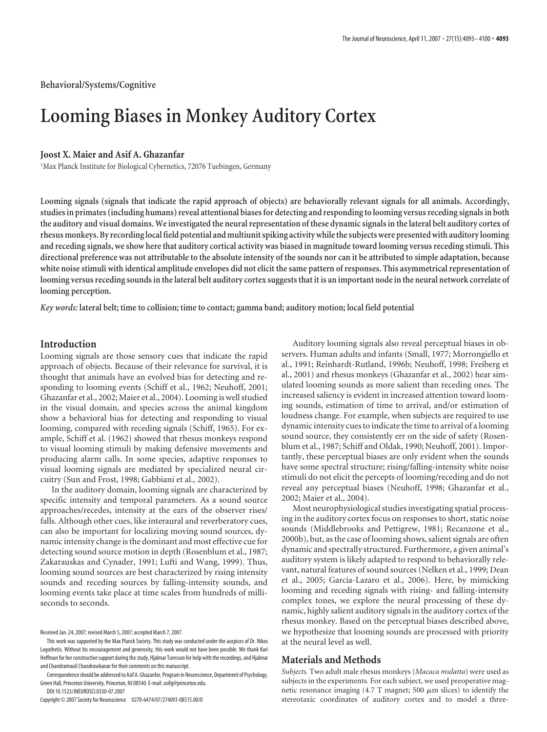Behavioral/Systems/Cognitive

# Looming Biases in Monkey Auditory Cortex

**Joost X. Maier and Asif A. Ghazanfar**

[1]Max Planck Institute for Biological Cybernetics, 72076 Tuebingen, Germany

**Looming signals (signals that indicate the rapid approach of objects) are behaviorally relevant signals for all animals. Accordingly, studies in primates (including humans) reveal attentional biases for detecting and responding to looming versus receding signals in both the auditory and visual domains. We investigated the neural representation of these dynamic signals in the lateral belt auditory cortex of rhesus monkeys. By recording local field potential and multiunit spiking activity while the subjects were presented with auditory looming and receding signals, we show here that auditory cortical activity was biased in magnitude toward looming versus receding stimuli. This directional preference was not attributable to the absolute intensity of the sounds nor can it be attributed to simple adaptation, because white noise stimuli with identical amplitude envelopes did not elicit the same pattern of responses. This asymmetrical representation of looming versus receding sounds in the lateral belt auditory cortex suggests that it is an important node in the neural network correlate of looming perception.**

*Key words:* **lateral belt; time to collision; time to contact; gamma band; auditory motion; local field potential**

## Introduction

Looming signals are those sensory cues that indicate the rapid approach of objects. Because of their relevance for survival, it is thought that animals have an evolved bias for detecting and responding to looming events (Schiff et al., 1962; Neuhoff, 2001; Ghazanfar et al., 2002; Maier et al., 2004). Looming is well studied in the visual domain, and species across the animal kingdom show a behavioral bias for detecting and responding to visual looming, compared with receding signals (Schiff, 1965). For example, Schiff et al. (1962) showed that rhesus monkeys respond to visual looming stimuli by making defensive movements and producing alarm calls. In some species, adaptive responses to visual looming signals are mediated by specialized neural circuitry (Sun and Frost, 1998; Gabbiani et al., 2002).

In the auditory domain, looming signals are characterized by specific intensity and temporal parameters. As a sound source approaches/recedes, intensity at the ears of the observer rises/falls. Although other cues, like interaural and reverberatory cues, can also be important for localizing moving sound sources, dynamic intensity change is the dominant and most effective cue for detecting sound source motion in depth (Rosenblum et al., 1987; Zakarauskas and Cynader, 1991; Lufti and Wang, 1999). Thus, looming sound sources are best characterized by rising intensity sounds and receding sources by falling-intensity sounds, and looming events take place at time scales from hundreds of milliseconds to seconds.

Auditory looming signals also reveal perceptual biases in observers. Human adults and infants (Small, 1977; Morrongiello et al., 1991; Reinhardt-Rutland, 1996b; Neuhoff, 1998; Freiberg et al., 2001) and rhesus monkeys (Ghazanfar et al., 2002) hear simulated looming sounds as more salient than receding ones. The increased saliency is evident in increased attention toward looming sounds, estimation of time to arrival, and/or estimation of loudness change. For example, when subjects are required to use dynamic intensity cues to indicate the time to arrival of a looming sound source, they consistently err on the side of safety (Rosenblum et al., 1987; Schiff and Oldak, 1990; Neuhoff, 2001). Importantly, these perceptual biases are only evident when the sounds have some spectral structure; rising/falling-intensity white noise stimuli do not elicit the percepts of looming/receding and do not reveal any perceptual biases (Neuhoff, 1998; Ghazanfar et al., 2002; Maier et al., 2004).

Most neurophysiological studies investigating spatial processing in the auditory cortex focus on responses to short, static noise sounds (Middlebrooks and Pettigrew, 1981; Recanzone et al., 2000b), but, as the case of looming shows, salient signals are often dynamic and spectrally structured. Furthermore, a given animal's auditory system is likely adapted to respond to behaviorally relevant, natural features of sound sources (Nelken et al., 1999; Dean et al., 2005; Garcia-Lazaro et al., 2006). Here, by mimicking looming and receding signals with rising- and falling-intensity complex tones, we explore the neural processing of these dynamic, highly salient auditory signals in the auditory cortex of the rhesus monkey. Based on the perceptual biases described above, we hypothesize that looming sounds are processed with priority at the neural level as well.

## Materials and Methods

*Subjects.* Two adult male rhesus monkeys (*Macaca mulatta*) were used as subjects in the experiments. For each subject, we used preoperative magnetic resonance imaging (4.7 T magnet; 500 $\mu$m slices) to identify the stereotaxic coordinates of auditory cortex and to model a three-

Received Jan. 24, 2007; revised March 5, 2007; accepted March 7, 2007.

This work was supported by the Max Planck Society. This study was conducted under the auspices of Dr. Nikos Logothetis. Without his encouragement and generosity, this work would not have been possible. We thank Kari Hoffman for her constructive support during the study, Hjalmar Turesson for help with the recordings, and Hjalmar and Chandramouli Chandrasekaran for their comments on this manuscript.

Correspondence should be addressed to Asif A. Ghazanfar, Program in Neuroscience, Department of Psychology, Green Hall, Princeton University, Princeton, NJ 08540. E-mail: asifg@princeton.edu.

DOI:10.1523/JNEUROSCI.0330-07.2007

Copyright © 2007 Society for Neuroscience 0270-6474/07/274093-08$15.00/0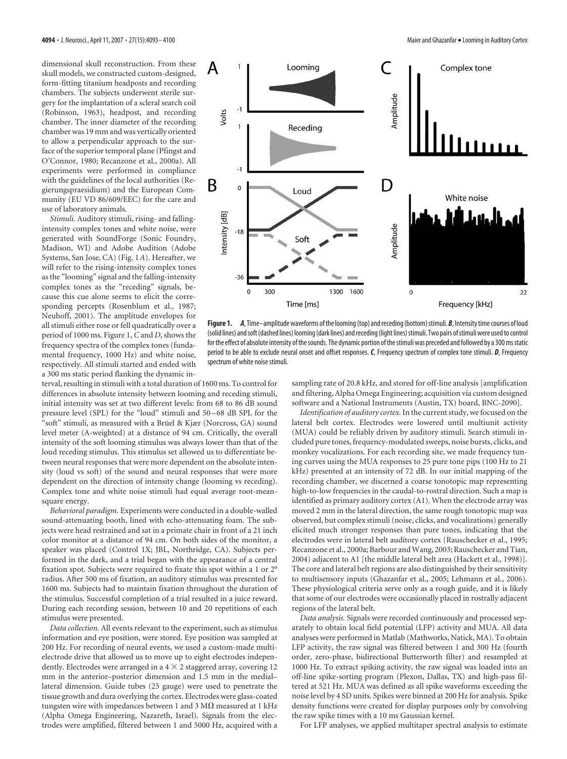dimensional skull reconstruction. From these skull models, we constructed custom-designed, form-fitting titanium headposts and recording chambers. The subjects underwent sterile surgery for the implantation of a scleral search coil (Robinson, 1963), headpost, and recording chamber. The inner diameter of the recording chamber was 19 mm and was vertically oriented to allow a perpendicular approach to the surface of the superior temporal plane (Pfingst and O'Connor, 1980; Recanzone et al., 2000a). All experiments were performed in compliance with the guidelines of the local authorities (Regierungspraesidium) and the European Community (EU VD 86/609/EEC) for the care and use of laboratory animals.

*Stimuli.* Auditory stimuli, rising- and falling-intensity complex tones and white noise, were generated with SoundForge (Sonic Foundry, Madison, WI) and Adobe Audition (Adobe Systems, San Jose, CA) (Fig. 1*A*). Hereafter, we will refer to the rising-intensity complex tones as the "looming" signal and the falling-intensity complex tones as the "receding" signals, because this cue alone seems to elicit the corresponding percepts (Rosenblum et al., 1987; Neuhoff, 2001). The amplitude envelopes for all stimuli either rose or fell quadratically over a period of 1000 ms. Figure 1, *C* and *D*, shows the frequency spectra of the complex tones (fundamental frequency, 1000 Hz) and white noise, respectively. All stimuli started and ended with a 300 ms static period flanking the dynamic interval, resulting in stimuli with a total duration of 1600 ms. To control for differences in absolute intensity between looming and receding stimuli, initial intensity was set at two different levels: from 68 to 86 dB sound pressure level (SPL) for the "loud" stimuli and 50–68 dB SPL for the "soft" stimuli, as measured with a Brüel & Kjær (Norcross, GA) sound level meter (A-weighted) at a distance of 94 cm. Critically, the overall intensity of the soft looming stimulus was always lower than that of the loud receding stimulus. This stimulus set allowed us to differentiate between neural responses that were more dependent on the absolute intensity (loud vs soft) of the sound and neural responses that were more dependent on the direction of intensity change (looming vs receding). Complex tone and white noise stimuli had equal average root-mean-square energy.

**Figure 1.** ***A***, Time–amplitude waveforms of the looming (top) and receding (bottom) stimuli. ***B***, Intensity time courses of loud (solid lines) and soft (dashed lines) looming (dark lines) and receding (light lines) stimuli. Two pairs of stimuli were used to control for the effect of absolute intensity of the sounds. The dynamic portion of the stimuli was preceded and followed by a 300 ms static period to be able to exclude neural onset and offset responses. ***C***, Frequency spectrum of complex tone stimuli. ***D***, Frequency spectrum of white noise stimuli.

*Behavioral paradigm.* Experiments were conducted in a double-walled sound-attenuating booth, lined with echo-attenuating foam. The subjects were head restrained and sat in a primate chair in front of a 21 inch color monitor at a distance of 94 cm. On both sides of the monitor, a speaker was placed (Control 1X; JBL, Northridge, CA). Subjects performed in the dark, and a trial began with the appearance of a central fixation spot. Subjects were required to fixate this spot within a 1 or 2° radius. After 500 ms of fixation, an auditory stimulus was presented for 1600 ms. Subjects had to maintain fixation throughout the duration of the stimulus. Successful completion of a trial resulted in a juice reward. During each recording session, between 10 and 20 repetitions of each stimulus were presented.

*Data collection.* All events relevant to the experiment, such as stimulus information and eye position, were stored. Eye position was sampled at 200 Hz. For recording of neural events, we used a custom-made multielectrode drive that allowed us to move up to eight electrodes independently. Electrodes were arranged in a 4 × 2 staggered array, covering 12 mm in the anterior–posterior dimension and 1.5 mm in the medial–lateral dimension. Guide tubes (25 gauge) were used to penetrate the tissue growth and dura overlying the cortex. Electrodes were glass-coated tungsten wire with impedances between 1 and 3 MΩ measured at 1 kHz (Alpha Omega Engineering, Nazareth, Israel). Signals from the electrodes were amplified, filtered between 1 and 5000 Hz, acquired with a sampling rate of 20.8 kHz, and stored for off-line analysis [amplification and filtering, Alpha Omega Engineering; acquisition via custom designed software and a National Instruments (Austin, TX) board, BNC-2090].

*Identification of auditory cortex.* In the current study, we focused on the lateral belt cortex. Electrodes were lowered until multiunit activity (MUA) could be reliably driven by auditory stimuli. Search stimuli included pure tones, frequency-modulated sweeps, noise bursts, clicks, and monkey vocalizations. For each recording site, we made frequency tuning curves using the MUA responses to 25 pure tone pips (100 Hz to 21 kHz) presented at an intensity of 72 dB. In our initial mapping of the recording chamber, we discerned a coarse tonotopic map representing high-to-low frequencies in the caudal-to-rostral direction. Such a map is identified as primary auditory cortex (A1). When the electrode array was moved 2 mm in the lateral direction, the same rough tonotopic map was observed, but complex stimuli (noise, clicks, and vocalizations) generally elicited much stronger responses than pure tones, indicating that the electrodes were in lateral belt auditory cortex (Rauschecker et al., 1995; Recanzone et al., 2000a; Barbour and Wang, 2003; Rauschecker and Tian, 2004) adjacent to A1 [the middle lateral belt area (Hackett et al., 1998)]. The core and lateral belt regions are also distinguished by their sensitivity to multisensory inputs (Ghazanfar et al., 2005; Lehmann et al., 2006). These physiological criteria serve only as a rough guide, and it is likely that some of our electrodes were occasionally placed in rostrally adjacent regions of the lateral belt.

*Data analysis.* Signals were recorded continuously and processed separately to obtain local field potential (LFP) activity and MUA. All data analyses were performed in Matlab (Mathworks, Natick, MA). To obtain LFP activity, the raw signal was filtered between 1 and 300 Hz (fourth order, zero-phase, bidirectional Butterworth filter) and resampled at 1000 Hz. To extract spiking activity, the raw signal was loaded into an off-line spike-sorting program (Plexon, Dallas, TX) and high-pass filtered at 521 Hz. MUA was defined as all spike waveforms exceeding the noise level by 4 SD units. Spikes were binned at 200 Hz for analysis. Spike density functions were created for display purposes only by convolving the raw spike times with a 10 ms Gaussian kernel.

For LFP analyses, we applied multitaper spectral analysis to estimate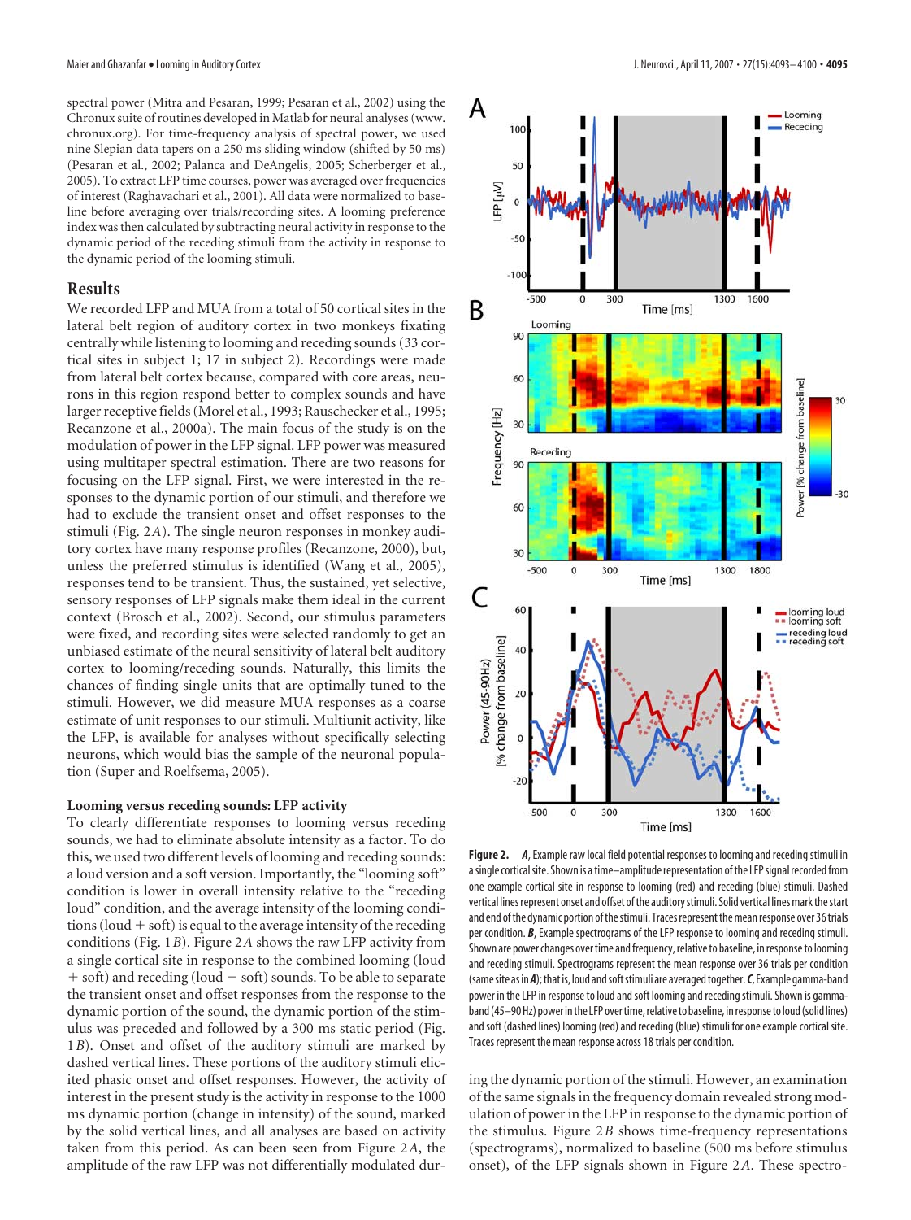spectral power (Mitra and Pesaran, 1999; Pesaran et al., 2002) using the Chronux suite of routines developed in Matlab for neural analyses (www.chronux.org). For time-frequency analysis of spectral power, we used nine Slepian data tapers on a 250 ms sliding window (shifted by 50 ms) (Pesaran et al., 2002; Palanca and DeAngelis, 2005; Scherberger et al., 2005). To extract LFP time courses, power was averaged over frequencies of interest (Raghavachari et al., 2001). All data were normalized to baseline before averaging over trials/recording sites. A looming preference index was then calculated by subtracting neural activity in response to the dynamic period of the receding stimuli from the activity in response to the dynamic period of the looming stimuli.

## Results

We recorded LFP and MUA from a total of 50 cortical sites in the lateral belt region of auditory cortex in two monkeys fixating centrally while listening to looming and receding sounds (33 cortical sites in subject 1; 17 in subject 2). Recordings were made from lateral belt cortex because, compared with core areas, neurons in this region respond better to complex sounds and have larger receptive fields (Morel et al., 1993; Rauschecker et al., 1995; Recanzone et al., 2000a). The main focus of the study is on the modulation of power in the LFP signal. LFP power was measured using multitaper spectral estimation. There are two reasons for focusing on the LFP signal. First, we were interested in the responses to the dynamic portion of our stimuli, and therefore we had to exclude the transient onset and offset responses to the stimuli (Fig. 2*A*). The single neuron responses in monkey auditory cortex have many response profiles (Recanzone, 2000), but, unless the preferred stimulus is identified (Wang et al., 2005), responses tend to be transient. Thus, the sustained, yet selective, sensory responses of LFP signals make them ideal in the current context (Brosch et al., 2002). Second, our stimulus parameters were fixed, and recording sites were selected randomly to get an unbiased estimate of the neural sensitivity of lateral belt auditory cortex to looming/receding sounds. Naturally, this limits the chances of finding single units that are optimally tuned to the stimuli. However, we did measure MUA responses as a coarse estimate of unit responses to our stimuli. Multiunit activity, like the LFP, is available for analyses without specifically selecting neurons, which would bias the sample of the neuronal population (Super and Roelfsema, 2005).

### Looming versus receding sounds: LFP activity

To clearly differentiate responses to looming versus receding sounds, we had to eliminate absolute intensity as a factor. To do this, we used two different levels of looming and receding sounds: a loud version and a soft version. Importantly, the "looming soft" condition is lower in overall intensity relative to the "receding loud" condition, and the average intensity of the looming conditions (loud + soft) is equal to the average intensity of the receding conditions (Fig. 1*B*). Figure 2*A* shows the raw LFP activity from a single cortical site in response to the combined looming (loud + soft) and receding (loud + soft) sounds. To be able to separate the transient onset and offset responses from the response to the dynamic portion of the sound, the dynamic portion of the stimulus was preceded and followed by a 300 ms static period (Fig. 1*B*). Onset and offset of the auditory stimuli are marked by dashed vertical lines. These portions of the auditory stimuli elicited phasic onset and offset responses. However, the activity of interest in the present study is the activity in response to the 1000 ms dynamic portion (change in intensity) of the sound, marked by the solid vertical lines, and all analyses are based on activity taken from this period. As can been seen from Figure 2*A*, the amplitude of the raw LFP was not differentially modulated during the dynamic portion of the stimuli. However, an examination of the same signals in the frequency domain revealed strong modulation of power in the LFP in response to the dynamic portion of the stimulus. Figure 2*B* shows time-frequency representations (spectrograms), normalized to baseline (500 ms before stimulus onset), of the LFP signals shown in Figure 2*A*. These spectro-

**Figure 2.** ***A***, Example raw local field potential responses to looming and receding stimuli in a single cortical site. Shown is a time–amplitude representation of the LFP signal recorded from one example cortical site in response to looming (red) and receding (blue) stimuli. Dashed vertical lines represent onset and offset of the auditory stimuli. Solid vertical lines mark the start and end of the dynamic portion of the stimuli. Traces represent the mean response over 36 trials per condition. ***B***, Example spectrograms of the LFP response to looming and receding stimuli. Shown are power changes over time and frequency, relative to baseline, in response to looming and receding stimuli. Spectrograms represent the mean response over 36 trials per condition (same site as in ***A***); that is, loud and soft stimuli are averaged together. ***C***, Example gamma-band power in the LFP in response to loud and soft looming and receding stimuli. Shown is gamma-band (45–90 Hz) power in the LFP over time, relative to baseline, in response to loud (solid lines) and soft (dashed lines) looming (red) and receding (blue) stimuli for one example cortical site. Traces represent the mean response across 18 trials per condition.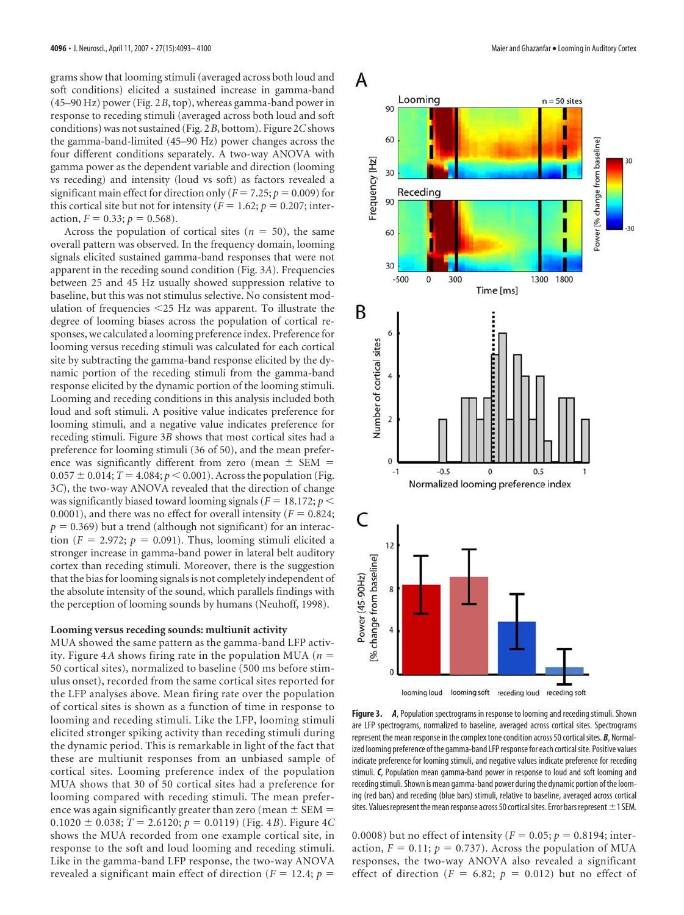grams show that looming stimuli (averaged across both loud and soft conditions) elicited a sustained increase in gamma-band (45–90 Hz) power (Fig. 2*B*, top), whereas gamma-band power in response to receding stimuli (averaged across both loud and soft conditions) was not sustained (Fig. 2*B*, bottom). Figure 2*C* shows the gamma-band-limited (45–90 Hz) power changes across the four different conditions separately. A two-way ANOVA with gamma power as the dependent variable and direction (looming vs receding) and intensity (loud vs soft) as factors revealed a significant main effect for direction only ($F = 7.25$; $p = 0.009$) for this cortical site but not for intensity ($F = 1.62$; $p = 0.207$; interaction, $F = 0.33$; $p = 0.568$).

Across the population of cortical sites ($n = 50$), the same overall pattern was observed. In the frequency domain, looming signals elicited sustained gamma-band responses that were not apparent in the receding sound condition (Fig. 3*A*). Frequencies between 25 and 45 Hz usually showed suppression relative to baseline, but this was not stimulus selective. No consistent modulation of frequencies <25 Hz was apparent. To illustrate the degree of looming biases across the population of cortical responses, we calculated a looming preference index. Preference for looming versus receding stimuli was calculated for each cortical site by subtracting the gamma-band response elicited by the dynamic portion of the receding stimuli from the gamma-band response elicited by the dynamic portion of the looming stimuli. Looming and receding conditions in this analysis included both loud and soft stimuli. A positive value indicates preference for looming stimuli, and a negative value indicates preference for receding stimuli. Figure 3*B* shows that most cortical sites had a preference for looming stimuli (36 of 50), and the mean preference was significantly different from zero (mean ± SEM = $0.057 \pm 0.014$; $T = 4.084$; $p < 0.001$). Across the population (Fig. 3*C*), the two-way ANOVA revealed that the direction of change was significantly biased toward looming signals ($F = 18.172$; $p < 0.0001$), and there was no effect for overall intensity ($F = 0.824$; $p = 0.369$) but a trend (although not significant) for an interaction ($F = 2.972$; $p = 0.091$). Thus, looming stimuli elicited a stronger increase in gamma-band power in lateral belt auditory cortex than receding stimuli. Moreover, there is the suggestion that the bias for looming signals is not completely independent of the absolute intensity of the sound, which parallels findings with the perception of looming sounds by humans (Neuhoff, 1998).

### Looming versus receding sounds: multiunit activity

MUA showed the same pattern as the gamma-band LFP activity. Figure 4*A* shows firing rate in the population MUA ($n = 50$ cortical sites), normalized to baseline (500 ms before stimulus onset), recorded from the same cortical sites reported for the LFP analyses above. Mean firing rate over the population of cortical sites is shown as a function of time in response to looming and receding stimuli. Like the LFP, looming stimuli elicited stronger spiking activity than receding stimuli during the dynamic period. This is remarkable in light of the fact that these are multiunit responses from an unbiased sample of cortical sites. Looming preference index of the population MUA shows that 30 of 50 cortical sites had a preference for looming compared with receding stimuli. The mean preference was again significantly greater than zero (mean ± SEM = $0.1020 \pm 0.038$; $T = 2.6120$; $p = 0.0119$) (Fig. 4*B*). Figure 4*C* shows the MUA recorded from one example cortical site, in response to the soft and loud looming and receding stimuli. Like in the gamma-band LFP response, the two-way ANOVA revealed a significant main effect of direction ($F = 12.4$; $p = 0.0008$) but no effect of intensity ($F = 0.05$; $p = 0.8194$; interaction, $F = 0.11$; $p = 0.737$). Across the population of MUA responses, the two-way ANOVA also revealed a significant effect of direction ($F = 6.82$; $p = 0.012$) but no effect of

**Figure 3.** ***A***, Population spectrograms in response to looming and receding stimuli. Shown are LFP spectrograms, normalized to baseline, averaged across cortical sites. Spectrograms represent the mean response in the complex tone condition across 50 cortical sites. ***B***, Normalized looming preference of the gamma-band LFP response for each cortical site. Positive values indicate preference for looming stimuli, and negative values indicate preference for receding stimuli. ***C***, Population mean gamma-band power in response to loud and soft looming and receding stimuli. Shown is mean gamma-band power during the dynamic portion of the looming (red bars) and receding (blue bars) stimuli, relative to baseline, averaged across cortical sites. Values represent the mean response across 50 cortical sites. Error bars represent ±1 SEM.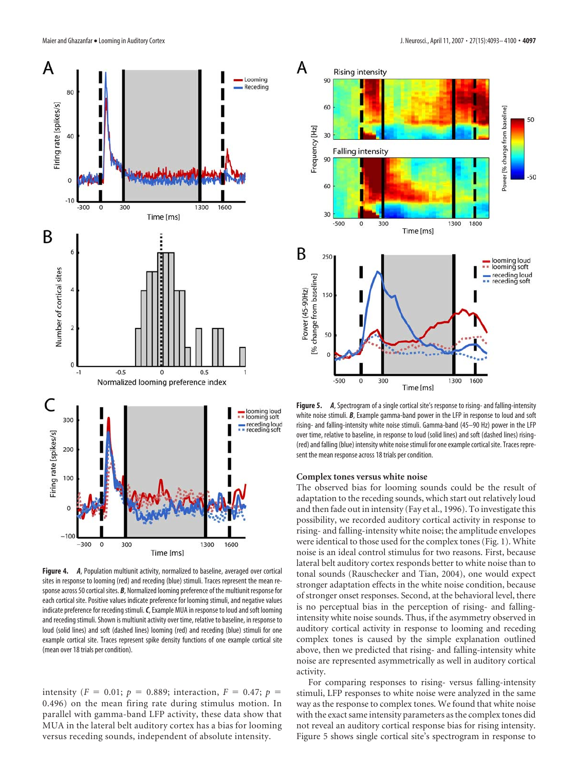**Figure 4.** ***A***, Population multiunit activity, normalized to baseline, averaged over cortical sites in response to looming (red) and receding (blue) stimuli. Traces represent the mean response across 50 cortical sites. ***B***, Normalized looming preference of the multiunit response for each cortical site. Positive values indicate preference for looming stimuli, and negative values indicate preference for receding stimuli. ***C***, Example MUA in response to loud and soft looming and receding stimuli. Shown is multiunit activity over time, relative to baseline, in response to loud (solid lines) and soft (dashed lines) looming (red) and receding (blue) stimuli for one example cortical site. Traces represent spike density functions of one example cortical site (mean over 18 trials per condition).

intensity ($F = 0.01$; $p = 0.889$; interaction, $F = 0.47$; $p = 0.496$) on the mean firing rate during stimulus motion. In parallel with gamma-band LFP activity, these data show that MUA in the lateral belt auditory cortex has a bias for looming versus receding sounds, independent of absolute intensity.

**Figure 5.** ***A***, Spectrogram of a single cortical site's response to rising- and falling-intensity white noise stimuli. ***B***, Example gamma-band power in the LFP in response to loud and soft rising- and falling-intensity white noise stimuli. Gamma-band (45–90 Hz) power in the LFP over time, relative to baseline, in response to loud (solid lines) and soft (dashed lines) rising- (red) and falling (blue) intensity white noise stimuli for one example cortical site. Traces represent the mean response across 18 trials per condition.

### Complex tones versus white noise

The observed bias for looming sounds could be the result of adaptation to the receding sounds, which start out relatively loud and then fade out in intensity (Fay et al., 1996). To investigate this possibility, we recorded auditory cortical activity in response to rising- and falling-intensity white noise; the amplitude envelopes were identical to those used for the complex tones (Fig. 1). White noise is an ideal control stimulus for two reasons. First, because lateral belt auditory cortex responds better to white noise than to tonal sounds (Rauschecker and Tian, 2004), one would expect stronger adaptation effects in the white noise condition, because of stronger onset responses. Second, at the behavioral level, there is no perceptual bias in the perception of rising- and falling-intensity white noise sounds. Thus, if the asymmetry observed in auditory cortical activity in response to looming and receding complex tones is caused by the simple explanation outlined above, then we predicted that rising- and falling-intensity white noise are represented asymmetrically as well in auditory cortical activity.

For comparing responses to rising- versus falling-intensity stimuli, LFP responses to white noise were analyzed in the same way as the response to complex tones. We found that white noise with the exact same intensity parameters as the complex tones did not reveal an auditory cortical response bias for rising intensity. Figure 5 shows single cortical site's spectrogram in response to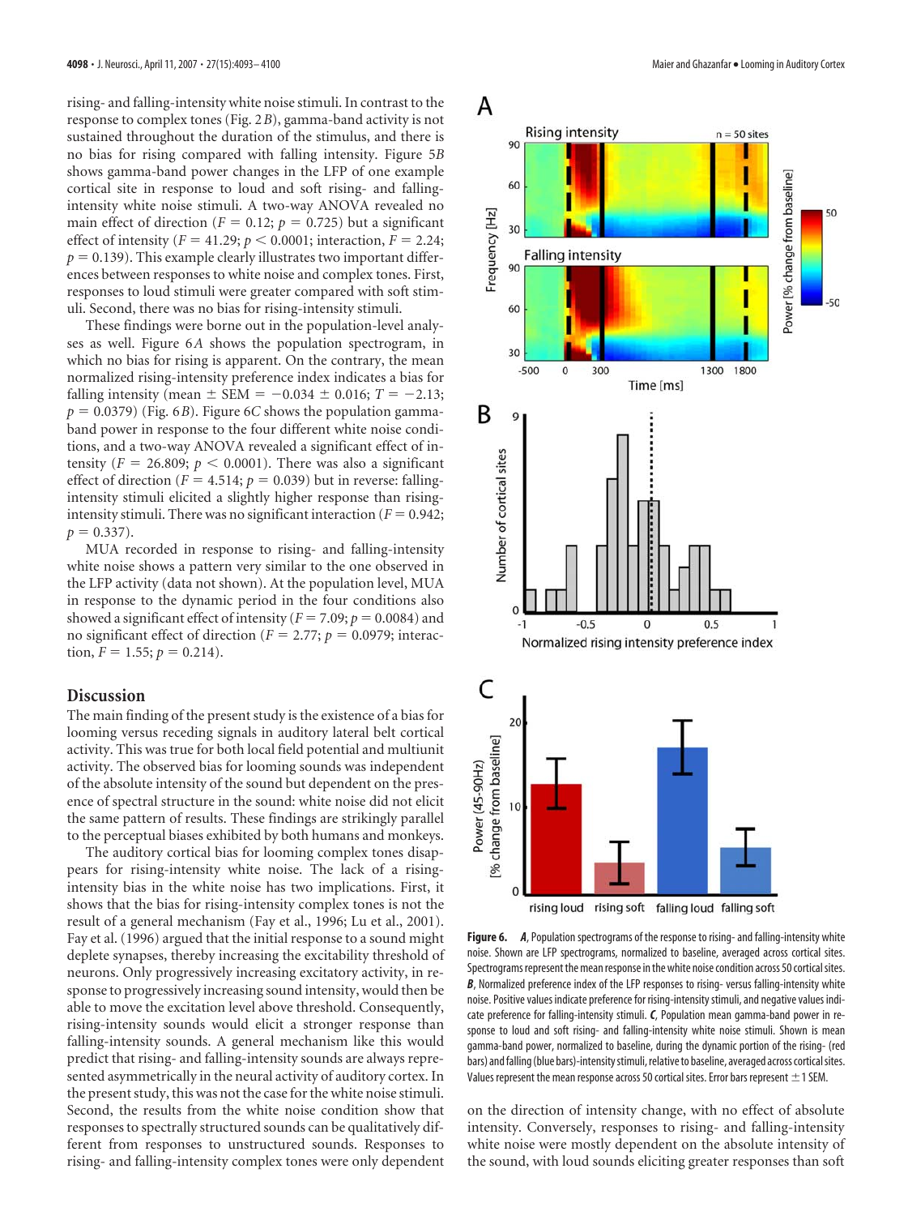rising- and falling-intensity white noise stimuli. In contrast to the response to complex tones (Fig. 2*B*), gamma-band activity is not sustained throughout the duration of the stimulus, and there is no bias for rising compared with falling intensity. Figure 5*B* shows gamma-band power changes in the LFP of one example cortical site in response to loud and soft rising- and falling-intensity white noise stimuli. A two-way ANOVA revealed no main effect of direction ($F = 0.12$; $p = 0.725$) but a significant effect of intensity ($F = 41.29$; $p < 0.0001$; interaction, $F = 2.24$; $p = 0.139$). This example clearly illustrates two important differences between responses to white noise and complex tones. First, responses to loud stimuli were greater compared with soft stimuli. Second, there was no bias for rising-intensity stimuli.

These findings were borne out in the population-level analyses as well. Figure 6*A* shows the population spectrogram, in which no bias for rising is apparent. On the contrary, the mean normalized rising-intensity preference index indicates a bias for falling intensity (mean ± SEM = −0.034 ± 0.016; $T = -2.13$; $p = 0.0379$) (Fig. 6*B*). Figure 6*C* shows the population gamma-band power in response to the four different white noise conditions, and a two-way ANOVA revealed a significant effect of intensity ($F = 26.809$; $p < 0.0001$). There was also a significant effect of direction ($F = 4.514$; $p = 0.039$) but in reverse: falling-intensity stimuli elicited a slightly higher response than rising-intensity stimuli. There was no significant interaction ($F = 0.942$; $p = 0.337$).

MUA recorded in response to rising- and falling-intensity white noise shows a pattern very similar to the one observed in the LFP activity (data not shown). At the population level, MUA in response to the dynamic period in the four conditions also showed a significant effect of intensity ($F = 7.09$; $p = 0.0084$) and no significant effect of direction ($F = 2.77$; $p = 0.0979$; interaction, $F = 1.55$; $p = 0.214$).

## Discussion

The main finding of the present study is the existence of a bias for looming versus receding signals in auditory lateral belt cortical activity. This was true for both local field potential and multiunit activity. The observed bias for looming sounds was independent of the absolute intensity of the sound but dependent on the presence of spectral structure in the sound: white noise did not elicit the same pattern of results. These findings are strikingly parallel to the perceptual biases exhibited by both humans and monkeys.

The auditory cortical bias for looming complex tones disappears for rising-intensity white noise. The lack of a rising-intensity bias in the white noise has two implications. First, it shows that the bias for rising-intensity complex tones is not the result of a general mechanism (Fay et al., 1996; Lu et al., 2001). Fay et al. (1996) argued that the initial response to a sound might deplete synapses, thereby increasing the excitability threshold of neurons. Only progressively increasing excitatory activity, in response to progressively increasing sound intensity, would then be able to move the excitation level above threshold. Consequently, rising-intensity sounds would elicit a stronger response than falling-intensity sounds. A general mechanism like this would predict that rising- and falling-intensity sounds are always represented asymmetrically in the neural activity of auditory cortex. In the present study, this was not the case for the white noise stimuli. Second, the results from the white noise condition show that responses to spectrally structured sounds can be qualitatively different from responses to unstructured sounds. Responses to rising- and falling-intensity complex tones were only dependent on the direction of intensity change, with no effect of absolute intensity. Conversely, responses to rising- and falling-intensity white noise were mostly dependent on the absolute intensity of the sound, with loud sounds eliciting greater responses than soft

A
Rising intensity
n = 50 sites
Falling intensity
Frequency [Hz]
90
60
30
-500 0 300 1300 1800
Time [ms]
Power [% change from baseline]
50
-50

B
Number of cortical sites
9
0
-1 -0.5 0 0.5 1
Normalized rising intensity preference index

C
Power (45-90Hz) [% change from baseline]
20
10
0
rising loud rising soft falling loud falling soft

**Figure 6.** ***A***, Population spectrograms of the response to rising- and falling-intensity white noise. Shown are LFP spectrograms, normalized to baseline, averaged across cortical sites. Spectrograms represent the mean response in the white noise condition across 50 cortical sites. ***B***, Normalized preference index of the LFP responses to rising- versus falling-intensity white noise. Positive values indicate preference for rising-intensity stimuli, and negative values indicate preference for falling-intensity stimuli. ***C***, Population mean gamma-band power in response to loud and soft rising- and falling-intensity white noise stimuli. Shown is mean gamma-band power, normalized to baseline, during the dynamic portion of the rising- (red bars) and falling (blue bars)-intensity stimuli, relative to baseline, averaged across cortical sites. Values represent the mean response across 50 cortical sites. Error bars represent ±1 SEM.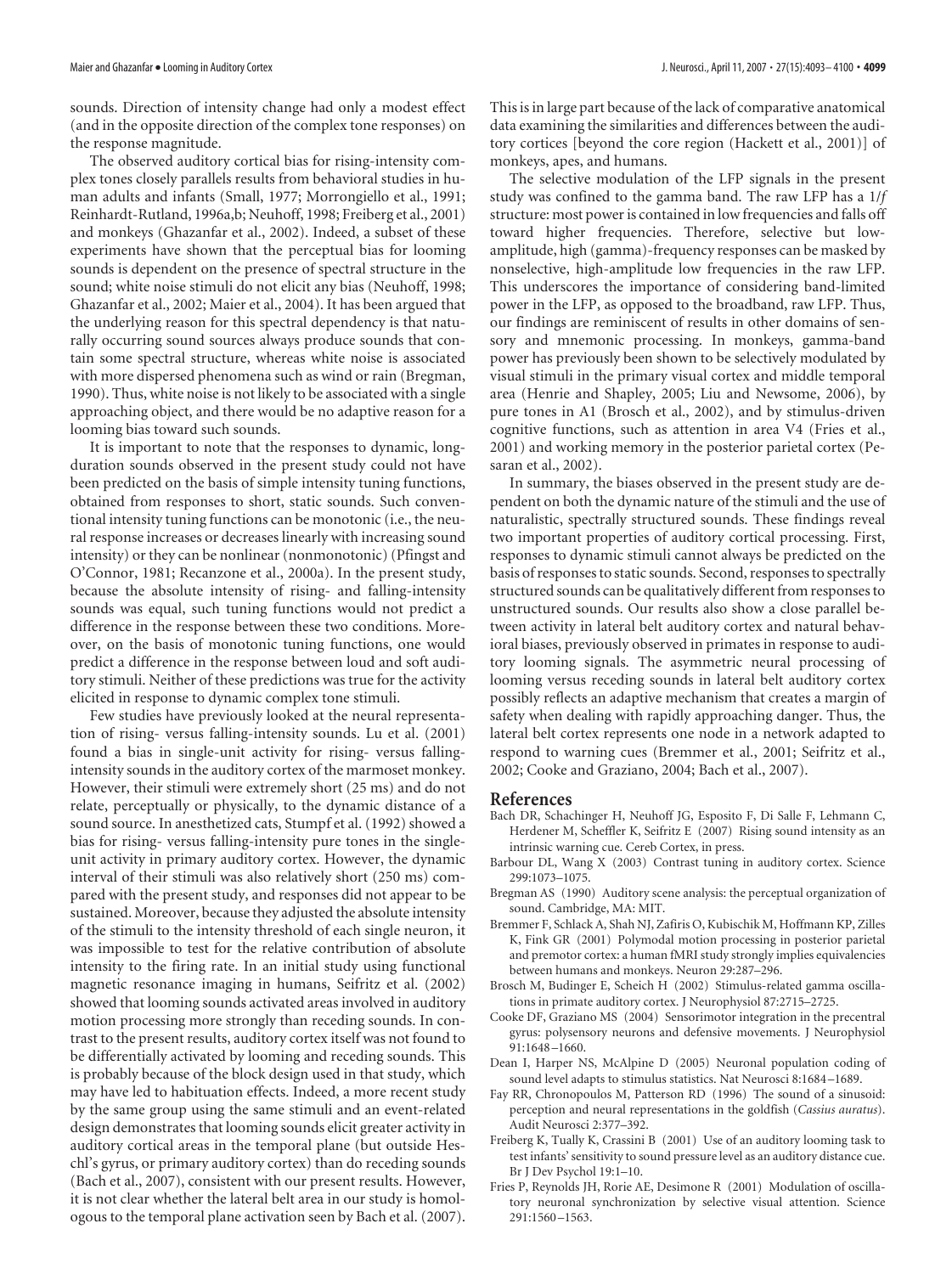sounds. Direction of intensity change had only a modest effect (and in the opposite direction of the complex tone responses) on the response magnitude.

The observed auditory cortical bias for rising-intensity complex tones closely parallels results from behavioral studies in human adults and infants (Small, 1977; Morrongiello et al., 1991; Reinhardt-Rutland, 1996a,b; Neuhoff, 1998; Freiberg et al., 2001) and monkeys (Ghazanfar et al., 2002). Indeed, a subset of these experiments have shown that the perceptual bias for looming sounds is dependent on the presence of spectral structure in the sound; white noise stimuli do not elicit any bias (Neuhoff, 1998; Ghazanfar et al., 2002; Maier et al., 2004). It has been argued that the underlying reason for this spectral dependency is that naturally occurring sound sources always produce sounds that contain some spectral structure, whereas white noise is associated with more dispersed phenomena such as wind or rain (Bregman, 1990). Thus, white noise is not likely to be associated with a single approaching object, and there would be no adaptive reason for a looming bias toward such sounds.

It is important to note that the responses to dynamic, long-duration sounds observed in the present study could not have been predicted on the basis of simple intensity tuning functions, obtained from responses to short, static sounds. Such conventional intensity tuning functions can be monotonic (i.e., the neural response increases or decreases linearly with increasing sound intensity) or they can be nonlinear (nonmonotonic) (Pfingst and O'Connor, 1981; Recanzone et al., 2000a). In the present study, because the absolute intensity of rising- and falling-intensity sounds was equal, such tuning functions would not predict a difference in the response between these two conditions. Moreover, on the basis of monotonic tuning functions, one would predict a difference in the response between loud and soft auditory stimuli. Neither of these predictions was true for the activity elicited in response to dynamic complex tone stimuli.

Few studies have previously looked at the neural representation of rising- versus falling-intensity sounds. Lu et al. (2001) found a bias in single-unit activity for rising- versus falling-intensity sounds in the auditory cortex of the marmoset monkey. However, their stimuli were extremely short (25 ms) and do not relate, perceptually or physically, to the dynamic distance of a sound source. In anesthetized cats, Stumpf et al. (1992) showed a bias for rising- versus falling-intensity pure tones in the single-unit activity in primary auditory cortex. However, the dynamic interval of their stimuli was also relatively short (250 ms) compared with the present study, and responses did not appear to be sustained. Moreover, because they adjusted the absolute intensity of the stimuli to the intensity threshold of each single neuron, it was impossible to test for the relative contribution of absolute intensity to the firing rate. In an initial study using functional magnetic resonance imaging in humans, Seifritz et al. (2002) showed that looming sounds activated areas involved in auditory motion processing more strongly than receding sounds. In contrast to the present results, auditory cortex itself was not found to be differentially activated by looming and receding sounds. This is probably because of the block design used in that study, which may have led to habituation effects. Indeed, a more recent study by the same group using the same stimuli and an event-related design demonstrates that looming sounds elicit greater activity in auditory cortical areas in the temporal plane (but outside Heschl's gyrus, or primary auditory cortex) than do receding sounds (Bach et al., 2007), consistent with our present results. However, it is not clear whether the lateral belt area in our study is homologous to the temporal plane activation seen by Bach et al. (2007). This is in large part because of the lack of comparative anatomical data examining the similarities and differences between the auditory cortices [beyond the core region (Hackett et al., 2001)] of monkeys, apes, and humans.

The selective modulation of the LFP signals in the present study was confined to the gamma band. The raw LFP has a $1/f$ structure: most power is contained in low frequencies and falls off toward higher frequencies. Therefore, selective but low-amplitude, high (gamma)-frequency responses can be masked by nonselective, high-amplitude low frequencies in the raw LFP. This underscores the importance of considering band-limited power in the LFP, as opposed to the broadband, raw LFP. Thus, our findings are reminiscent of results in other domains of sensory and mnemonic processing. In monkeys, gamma-band power has previously been shown to be selectively modulated by visual stimuli in the primary visual cortex and middle temporal area (Henrie and Shapley, 2005; Liu and Newsome, 2006), by pure tones in A1 (Brosch et al., 2002), and by stimulus-driven cognitive functions, such as attention in area V4 (Fries et al., 2001) and working memory in the posterior parietal cortex (Pesaran et al., 2002).

In summary, the biases observed in the present study are dependent on both the dynamic nature of the stimuli and the use of naturalistic, spectrally structured sounds. These findings reveal two important properties of auditory cortical processing. First, responses to dynamic stimuli cannot always be predicted on the basis of responses to static sounds. Second, responses to spectrally structured sounds can be qualitatively different from responses to unstructured sounds. Our results also show a close parallel between activity in lateral belt auditory cortex and natural behavioral biases, previously observed in primates in response to auditory looming signals. The asymmetric neural processing of looming versus receding sounds in lateral belt auditory cortex possibly reflects an adaptive mechanism that creates a margin of safety when dealing with rapidly approaching danger. Thus, the lateral belt cortex represents one node in a network adapted to respond to warning cues (Bremmer et al., 2001; Seifritz et al., 2002; Cooke and Graziano, 2004; Bach et al., 2007).

## References

Bach DR, Schachinger H, Neuhoff JG, Esposito F, Di Salle F, Lehmann C, Herdener M, Scheffler K, Seifritz E (2007) Rising sound intensity as an intrinsic warning cue. Cereb Cortex, in press.

Barbour DL, Wang X (2003) Contrast tuning in auditory cortex. Science 299:1073–1075.

Bregman AS (1990) Auditory scene analysis: the perceptual organization of sound. Cambridge, MA: MIT.

Bremmer F, Schlack A, Shah NJ, Zafiris O, Kubischik M, Hoffmann KP, Zilles K, Fink GR (2001) Polymodal motion processing in posterior parietal and premotor cortex: a human fMRI study strongly implies equivalencies between humans and monkeys. Neuron 29:287–296.

Brosch M, Budinger E, Scheich H (2002) Stimulus-related gamma oscillations in primate auditory cortex. J Neurophysiol 87:2715–2725.

Cooke DF, Graziano MS (2004) Sensorimotor integration in the precentral gyrus: polysensory neurons and defensive movements. J Neurophysiol 91:1648–1660.

Dean I, Harper NS, McAlpine D (2005) Neuronal population coding of sound level adapts to stimulus statistics. Nat Neurosci 8:1684–1689.

Fay RR, Chronopoulos M, Patterson RD (1996) The sound of a sinusoid: perception and neural representations in the goldfish (*Cassius auratus*). Audit Neurosci 2:377–392.

Freiberg K, Tually K, Crassini B (2001) Use of an auditory looming task to test infants' sensitivity to sound pressure level as an auditory distance cue. Br J Dev Psychol 19:1–10.

Fries P, Reynolds JH, Rorie AE, Desimone R (2001) Modulation of oscillatory neuronal synchronization by selective visual attention. Science 291:1560–1563.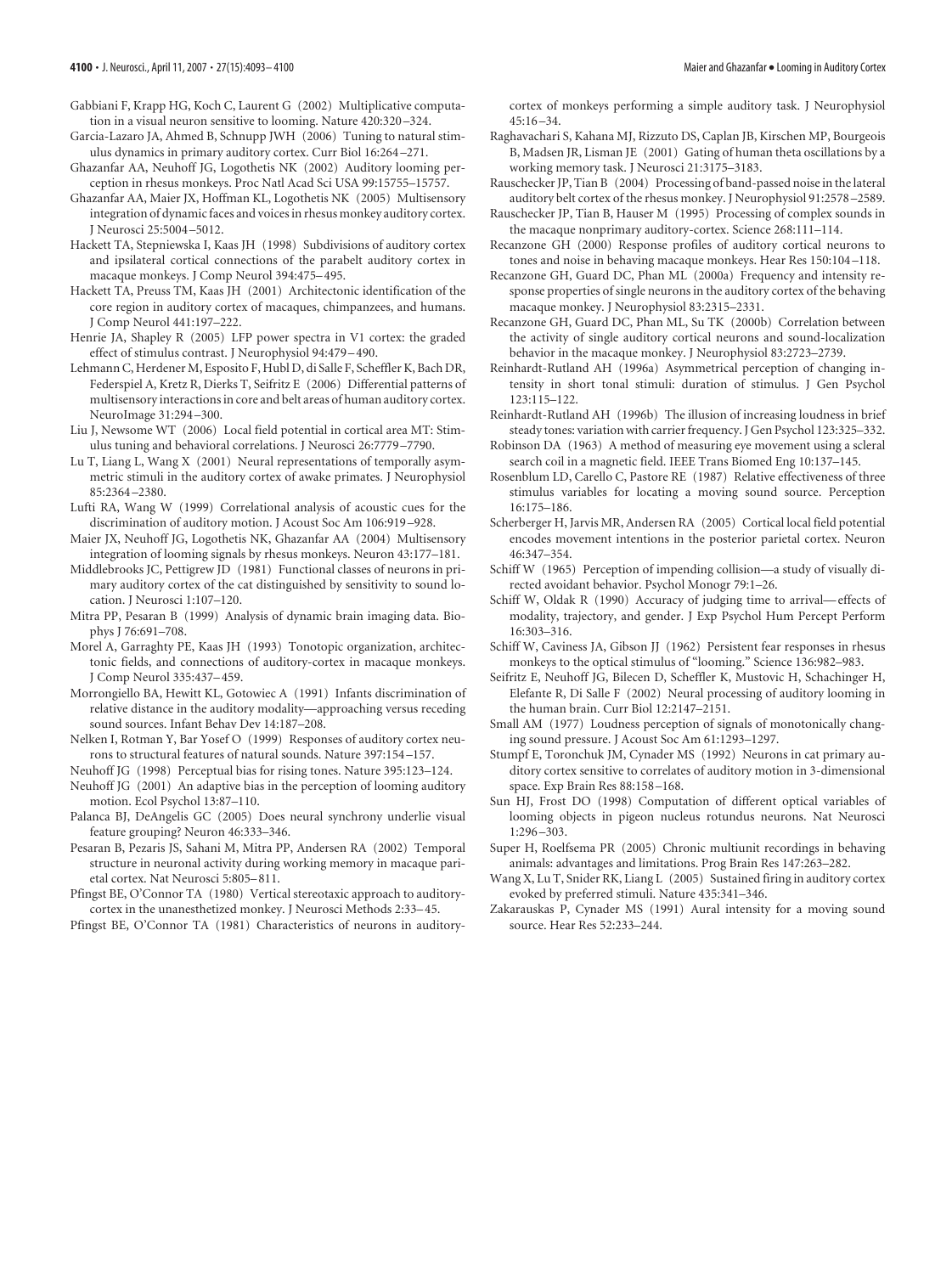Gabbiani F, Krapp HG, Koch C, Laurent G (2002) Multiplicative computation in a visual neuron sensitive to looming. Nature 420:320–324.

Garcia-Lazaro JA, Ahmed B, Schnupp JWH (2006) Tuning to natural stimulus dynamics in primary auditory cortex. Curr Biol 16:264–271.

Ghazanfar AA, Neuhoff JG, Logothetis NK (2002) Auditory looming perception in rhesus monkeys. Proc Natl Acad Sci USA 99:15755–15757.

Ghazanfar AA, Maier JX, Hoffman KL, Logothetis NK (2005) Multisensory integration of dynamic faces and voices in rhesus monkey auditory cortex. J Neurosci 25:5004–5012.

Hackett TA, Stepniewska I, Kaas JH (1998) Subdivisions of auditory cortex and ipsilateral cortical connections of the parabelt auditory cortex in macaque monkeys. J Comp Neurol 394:475–495.

Hackett TA, Preuss TM, Kaas JH (2001) Architectonic identification of the core region in auditory cortex of macaques, chimpanzees, and humans. J Comp Neurol 441:197–222.

Henrie JA, Shapley R (2005) LFP power spectra in V1 cortex: the graded effect of stimulus contrast. J Neurophysiol 94:479–490.

Lehmann C, Herdener M, Esposito F, Hubl D, di Salle F, Scheffler K, Bach DR, Federspiel A, Kretz R, Dierks T, Seifritz E (2006) Differential patterns of multisensory interactions in core and belt areas of human auditory cortex. NeuroImage 31:294–300.

Liu J, Newsome WT (2006) Local field potential in cortical area MT: Stimulus tuning and behavioral correlations. J Neurosci 26:7779–7790.

Lu T, Liang L, Wang X (2001) Neural representations of temporally asymmetric stimuli in the auditory cortex of awake primates. J Neurophysiol 85:2364–2380.

Lufti RA, Wang W (1999) Correlational analysis of acoustic cues for the discrimination of auditory motion. J Acoust Soc Am 106:919–928.

Maier JX, Neuhoff JG, Logothetis NK, Ghazanfar AA (2004) Multisensory integration of looming signals by rhesus monkeys. Neuron 43:177–181.

Middlebrooks JC, Pettigrew JD (1981) Functional classes of neurons in primary auditory cortex of the cat distinguished by sensitivity to sound location. J Neurosci 1:107–120.

Mitra PP, Pesaran B (1999) Analysis of dynamic brain imaging data. Biophys J 76:691–708.

Morel A, Garraghty PE, Kaas JH (1993) Tonotopic organization, architectonic fields, and connections of auditory-cortex in macaque monkeys. J Comp Neurol 335:437–459.

Morrongiello BA, Hewitt KL, Gotowiec A (1991) Infants discrimination of relative distance in the auditory modality—approaching versus receding sound sources. Infant Behav Dev 14:187–208.

Nelken I, Rotman Y, Bar Yosef O (1999) Responses of auditory cortex neurons to structural features of natural sounds. Nature 397:154–157.

Neuhoff JG (1998) Perceptual bias for rising tones. Nature 395:123–124.

Neuhoff JG (2001) An adaptive bias in the perception of looming auditory motion. Ecol Psychol 13:87–110.

Palanca BJ, DeAngelis GC (2005) Does neural synchrony underlie visual feature grouping? Neuron 46:333–346.

Pesaran B, Pezaris JS, Sahani M, Mitra PP, Andersen RA (2002) Temporal structure in neuronal activity during working memory in macaque parietal cortex. Nat Neurosci 5:805–811.

Pfingst BE, O'Connor TA (1980) Vertical stereotaxic approach to auditory-cortex in the unanesthetized monkey. J Neurosci Methods 2:33–45.

Pfingst BE, O'Connor TA (1981) Characteristics of neurons in auditory-cortex of monkeys performing a simple auditory task. J Neurophysiol 45:16–34.

Raghavachari S, Kahana MJ, Rizzuto DS, Caplan JB, Kirschen MP, Bourgeois B, Madsen JR, Lisman JE (2001) Gating of human theta oscillations by a working memory task. J Neurosci 21:3175–3183.

Rauschecker JP, Tian B (2004) Processing of band-passed noise in the lateral auditory belt cortex of the rhesus monkey. J Neurophysiol 91:2578–2589.

Rauschecker JP, Tian B, Hauser M (1995) Processing of complex sounds in the macaque nonprimary auditory-cortex. Science 268:111–114.

Recanzone GH (2000) Response profiles of auditory cortical neurons to tones and noise in behaving macaque monkeys. Hear Res 150:104–118.

Recanzone GH, Guard DC, Phan ML (2000a) Frequency and intensity response properties of single neurons in the auditory cortex of the behaving macaque monkey. J Neurophysiol 83:2315–2331.

Recanzone GH, Guard DC, Phan ML, Su TK (2000b) Correlation between the activity of single auditory cortical neurons and sound-localization behavior in the macaque monkey. J Neurophysiol 83:2723–2739.

Reinhardt-Rutland AH (1996a) Asymmetrical perception of changing intensity in short tonal stimuli: duration of stimulus. J Gen Psychol 123:115–122.

Reinhardt-Rutland AH (1996b) The illusion of increasing loudness in brief steady tones: variation with carrier frequency. J Gen Psychol 123:325–332.

Robinson DA (1963) A method of measuring eye movement using a scleral search coil in a magnetic field. IEEE Trans Biomed Eng 10:137–145.

Rosenblum LD, Carello C, Pastore RE (1987) Relative effectiveness of three stimulus variables for locating a moving sound source. Perception 16:175–186.

Scherberger H, Jarvis MR, Andersen RA (2005) Cortical local field potential encodes movement intentions in the posterior parietal cortex. Neuron 46:347–354.

Schiff W (1965) Perception of impending collision—a study of visually directed avoidant behavior. Psychol Monogr 79:1–26.

Schiff W, Oldak R (1990) Accuracy of judging time to arrival—effects of modality, trajectory, and gender. J Exp Psychol Hum Percept Perform 16:303–316.

Schiff W, Caviness JA, Gibson JJ (1962) Persistent fear responses in rhesus monkeys to the optical stimulus of "looming." Science 136:982–983.

Seifritz E, Neuhoff JG, Bilecen D, Scheffler K, Mustovic H, Schachinger H, Elefante R, Di Salle F (2002) Neural processing of auditory looming in the human brain. Curr Biol 12:2147–2151.

Small AM (1977) Loudness perception of signals of monotonically changing sound pressure. J Acoust Soc Am 61:1293–1297.

Stumpf E, Toronchuk JM, Cynader MS (1992) Neurons in cat primary auditory cortex sensitive to correlates of auditory motion in 3-dimensional space. Exp Brain Res 88:158–168.

Sun HJ, Frost DO (1998) Computation of different optical variables of looming objects in pigeon nucleus rotundus neurons. Nat Neurosci 1:296–303.

Super H, Roelfsema PR (2005) Chronic multiunit recordings in behaving animals: advantages and limitations. Prog Brain Res 147:263–282.

Wang X, Lu T, Snider RK, Liang L (2005) Sustained firing in auditory cortex evoked by preferred stimuli. Nature 435:341–346.

Zakarauskas P, Cynader MS (1991) Aural intensity for a moving sound source. Hear Res 52:233–244.